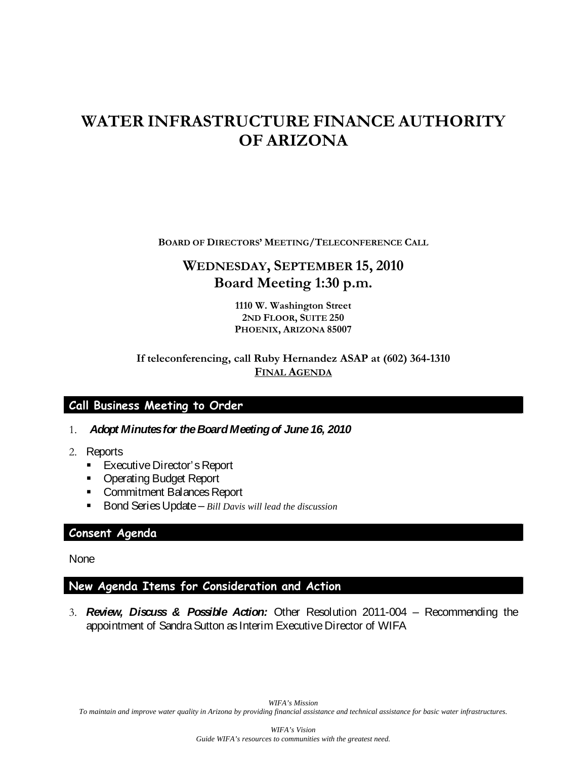# WATER INFRASTRUCTURE FINANCE AUTHORITY OF ARIZONA

**BOARD OF DIRECTORS' MEETING/TELECONFERENCE CALL**

## WEDNESDAY, SEPTEMBER 15, 2010
## Board Meeting 1:30 p.m.

**1110 W. Washington Street**
**2ND FLOOR, SUITE 250**
**PHOENIX, ARIZONA 85007**

**If teleconferencing, call Ruby Hernandez ASAP at (602) 364-1310**
**FINAL AGENDA**

## Call Business Meeting to Order

1. ***Adopt Minutes for the Board Meeting of June 16, 2010***
2. Reports
   - Executive Director's Report
   - Operating Budget Report
   - Commitment Balances Report
   - Bond Series Update – *Bill Davis will lead the discussion*

## Consent Agenda

None

## New Agenda Items for Consideration and Action

3. ***Review, Discuss & Possible Action:*** Other Resolution 2011-004 – Recommending the appointment of Sandra Sutton as Interim Executive Director of WIFA

*WIFA's Mission*
*To maintain and improve water quality in Arizona by providing financial assistance and technical assistance for basic water infrastructures.*

*WIFA's Vision*
*Guide WIFA's resources to communities with the greatest need.*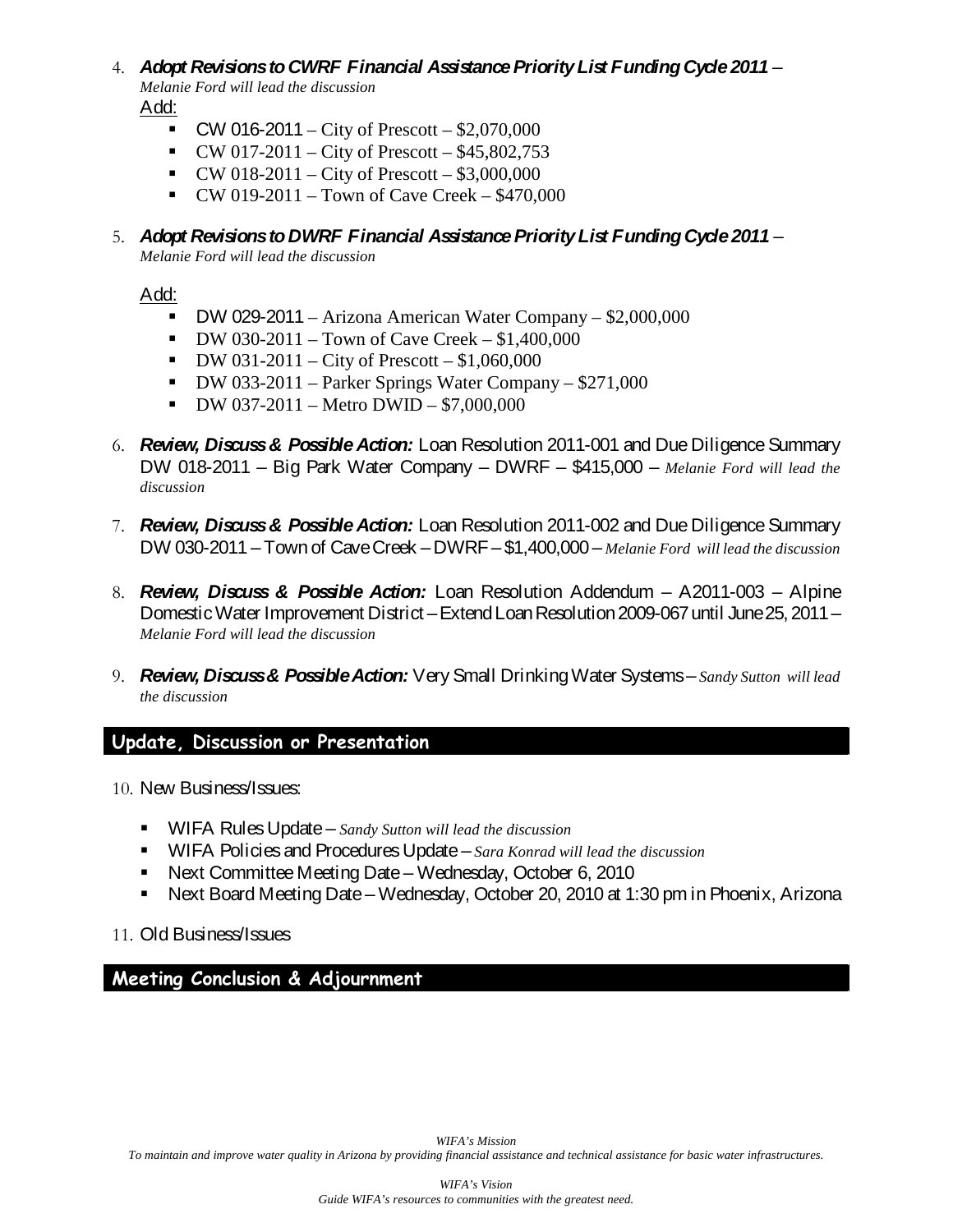4. ***Adopt Revisions to CWRF Financial Assistance Priority List Funding Cycle 2011*** – *Melanie Ford will lead the discussion*

   Add:
   - CW 016-2011 – City of Prescott – $2,070,000
   - CW 017-2011 – City of Prescott – $45,802,753
   - CW 018-2011 – City of Prescott – $3,000,000
   - CW 019-2011 – Town of Cave Creek – $470,000

5. ***Adopt Revisions to DWRF Financial Assistance Priority List Funding Cycle 2011*** – *Melanie Ford will lead the discussion*

   Add:
   - DW 029-2011 – Arizona American Water Company – $2,000,000
   - DW 030-2011 – Town of Cave Creek – $1,400,000
   - DW 031-2011 – City of Prescott – $1,060,000
   - DW 033-2011 – Parker Springs Water Company – $271,000
   - DW 037-2011 – Metro DWID – $7,000,000

6. ***Review, Discuss & Possible Action:*** Loan Resolution 2011-001 and Due Diligence Summary DW 018-2011 – Big Park Water Company – DWRF – $415,000 – *Melanie Ford will lead the discussion*

7. ***Review, Discuss & Possible Action:*** Loan Resolution 2011-002 and Due Diligence Summary DW 030-2011 – Town of Cave Creek – DWRF – $1,400,000 – *Melanie Ford will lead the discussion*

8. ***Review, Discuss & Possible Action:*** Loan Resolution Addendum – A2011-003 – Alpine Domestic Water Improvement District – Extend Loan Resolution 2009-067 until June 25, 2011 – *Melanie Ford will lead the discussion*

9. ***Review, Discuss & Possible Action:*** Very Small Drinking Water Systems – *Sandy Sutton will lead the discussion*

## Update, Discussion or Presentation

10. New Business/Issues:

    - WIFA Rules Update – *Sandy Sutton will lead the discussion*
    - WIFA Policies and Procedures Update – *Sara Konrad will lead the discussion*
    - Next Committee Meeting Date – Wednesday, October 6, 2010
    - Next Board Meeting Date – Wednesday, October 20, 2010 at 1:30 pm in Phoenix, Arizona

11. Old Business/Issues

## Meeting Conclusion & Adjournment

*WIFA's Mission*
*To maintain and improve water quality in Arizona by providing financial assistance and technical assistance for basic water infrastructures.*

*WIFA's Vision*
*Guide WIFA's resources to communities with the greatest need.*